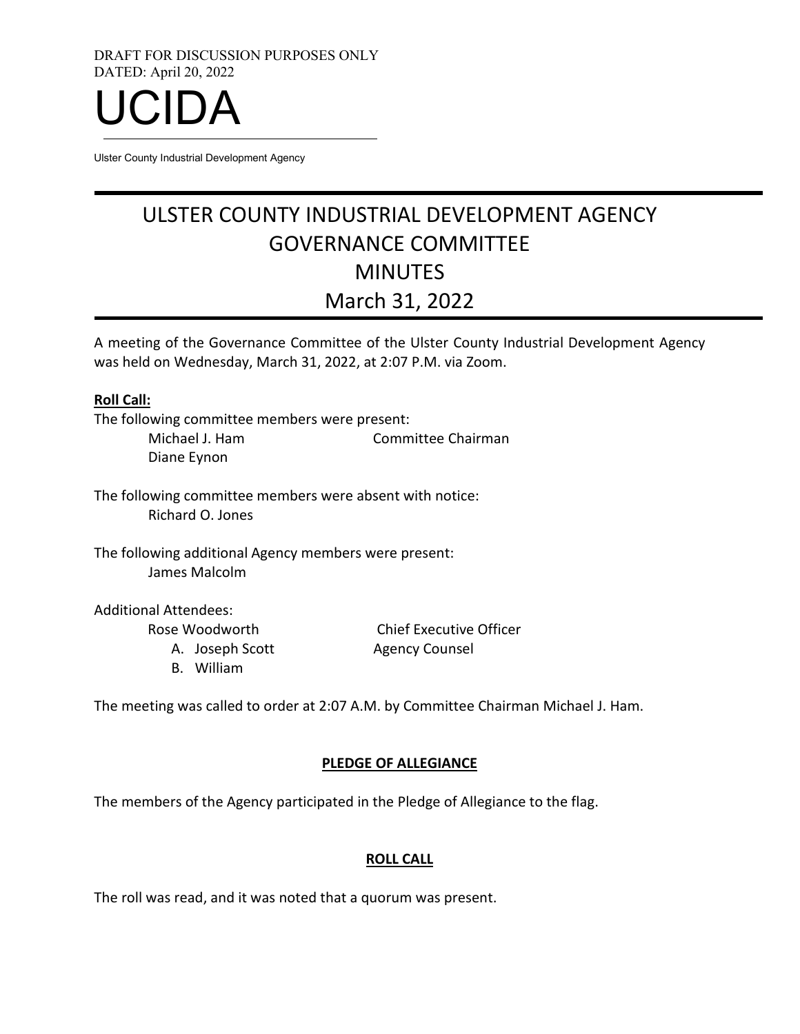DRAFT FOR DISCUSSION PURPOSES ONLY
DATED: April 20, 2022

# UCIDA

Ulster County Industrial Development Agency

# ULSTER COUNTY INDUSTRIAL DEVELOPMENT AGENCY
# GOVERNANCE COMMITTEE
# MINUTES
# March 31, 2022

A meeting of the Governance Committee of the Ulster County Industrial Development Agency was held on Wednesday, March 31, 2022, at 2:07 P.M. via Zoom.

**Roll Call:**

The following committee members were present:

| | |
|---|---|
| Michael J. Ham | Committee Chairman |
| Diane Eynon | |

The following committee members were absent with notice:

Richard O. Jones

The following additional Agency members were present:

James Malcolm

Additional Attendees:

| | |
|---|---|
| Rose Woodworth | Chief Executive Officer |
| A. Joseph Scott | Agency Counsel |
| B. William | |

The meeting was called to order at 2:07 A.M. by Committee Chairman Michael J. Ham.

**PLEDGE OF ALLEGIANCE**

The members of the Agency participated in the Pledge of Allegiance to the flag.

**ROLL CALL**

The roll was read, and it was noted that a quorum was present.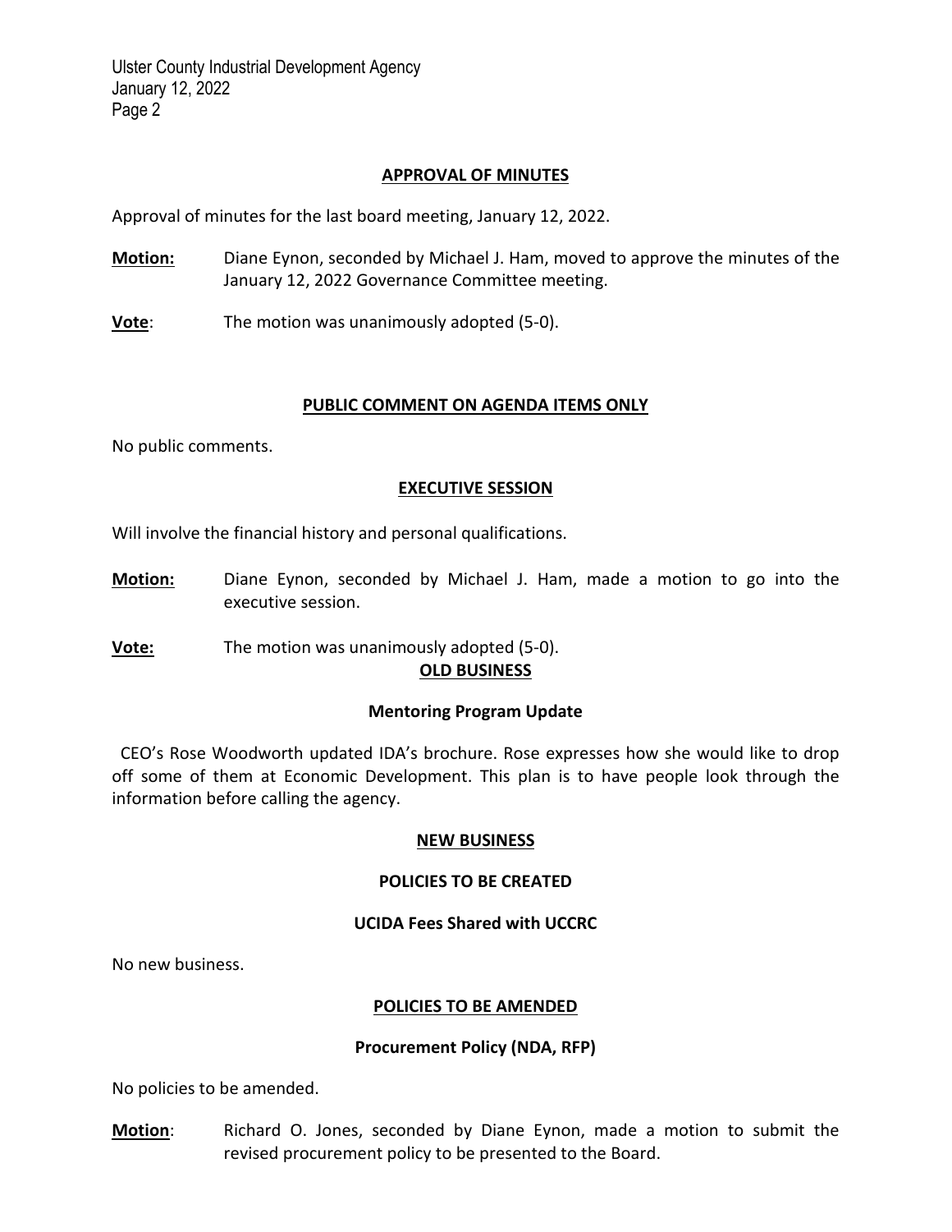## APPROVAL OF MINUTES

Approval of minutes for the last board meeting, January 12, 2022.

**Motion:** Diane Eynon, seconded by Michael J. Ham, moved to approve the minutes of the January 12, 2022 Governance Committee meeting.

**Vote**: The motion was unanimously adopted (5-0).

## PUBLIC COMMENT ON AGENDA ITEMS ONLY

No public comments.

## EXECUTIVE SESSION

Will involve the financial history and personal qualifications.

**Motion:** Diane Eynon, seconded by Michael J. Ham, made a motion to go into the executive session.

**Vote:** The motion was unanimously adopted (5-0).

## OLD BUSINESS

### Mentoring Program Update

CEO's Rose Woodworth updated IDA's brochure. Rose expresses how she would like to drop off some of them at Economic Development. This plan is to have people look through the information before calling the agency.

## NEW BUSINESS

### POLICIES TO BE CREATED

#### UCIDA Fees Shared with UCCRC

No new business.

### POLICIES TO BE AMENDED

#### Procurement Policy (NDA, RFP)

No policies to be amended.

**Motion**: Richard O. Jones, seconded by Diane Eynon, made a motion to submit the revised procurement policy to be presented to the Board.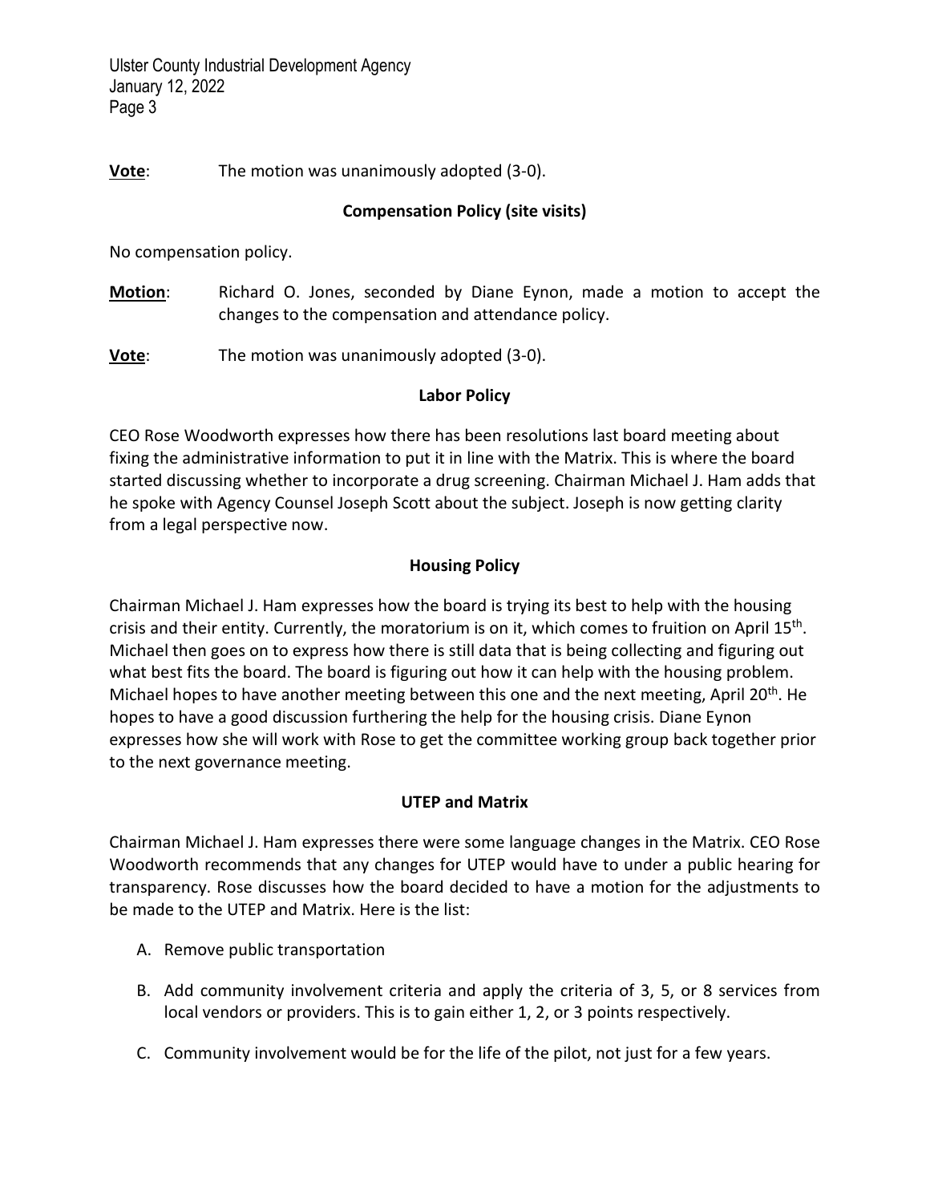**Vote**: The motion was unanimously adopted (3-0).

**Compensation Policy (site visits)**

No compensation policy.

**Motion**: Richard O. Jones, seconded by Diane Eynon, made a motion to accept the changes to the compensation and attendance policy.

**Vote**: The motion was unanimously adopted (3-0).

**Labor Policy**

CEO Rose Woodworth expresses how there has been resolutions last board meeting about fixing the administrative information to put it in line with the Matrix. This is where the board started discussing whether to incorporate a drug screening. Chairman Michael J. Ham adds that he spoke with Agency Counsel Joseph Scott about the subject. Joseph is now getting clarity from a legal perspective now.

**Housing Policy**

Chairman Michael J. Ham expresses how the board is trying its best to help with the housing crisis and their entity. Currently, the moratorium is on it, which comes to fruition on April 15th. Michael then goes on to express how there is still data that is being collecting and figuring out what best fits the board. The board is figuring out how it can help with the housing problem. Michael hopes to have another meeting between this one and the next meeting, April 20th. He hopes to have a good discussion furthering the help for the housing crisis. Diane Eynon expresses how she will work with Rose to get the committee working group back together prior to the next governance meeting.

**UTEP and Matrix**

Chairman Michael J. Ham expresses there were some language changes in the Matrix. CEO Rose Woodworth recommends that any changes for UTEP would have to under a public hearing for transparency. Rose discusses how the board decided to have a motion for the adjustments to be made to the UTEP and Matrix. Here is the list:

A. Remove public transportation

B. Add community involvement criteria and apply the criteria of 3, 5, or 8 services from local vendors or providers. This is to gain either 1, 2, or 3 points respectively.

C. Community involvement would be for the life of the pilot, not just for a few years.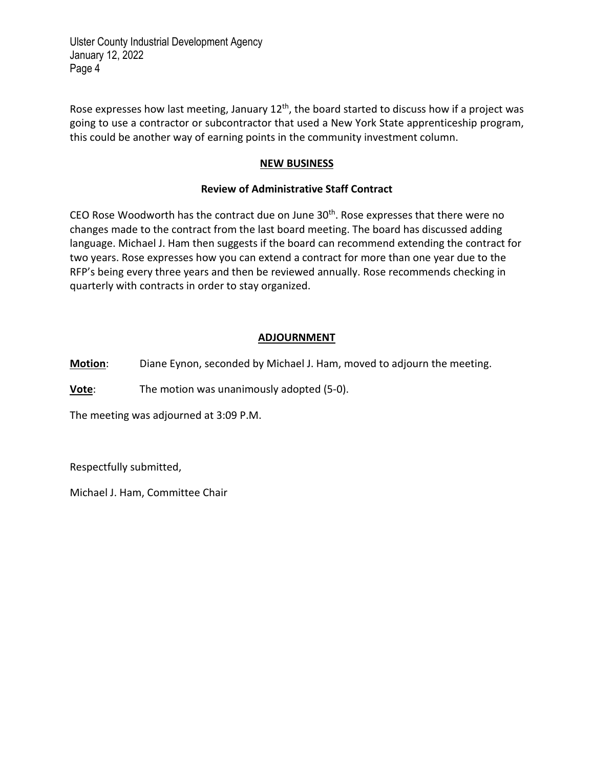Rose expresses how last meeting, January 12th, the board started to discuss how if a project was going to use a contractor or subcontractor that used a New York State apprenticeship program, this could be another way of earning points in the community investment column.

## NEW BUSINESS

### Review of Administrative Staff Contract

CEO Rose Woodworth has the contract due on June 30th. Rose expresses that there were no changes made to the contract from the last board meeting. The board has discussed adding language. Michael J. Ham then suggests if the board can recommend extending the contract for two years. Rose expresses how you can extend a contract for more than one year due to the RFP's being every three years and then be reviewed annually. Rose recommends checking in quarterly with contracts in order to stay organized.

## ADJOURNMENT

**Motion**: Diane Eynon, seconded by Michael J. Ham, moved to adjourn the meeting.

**Vote**: The motion was unanimously adopted (5-0).

The meeting was adjourned at 3:09 P.M.

Respectfully submitted,

Michael J. Ham, Committee Chair